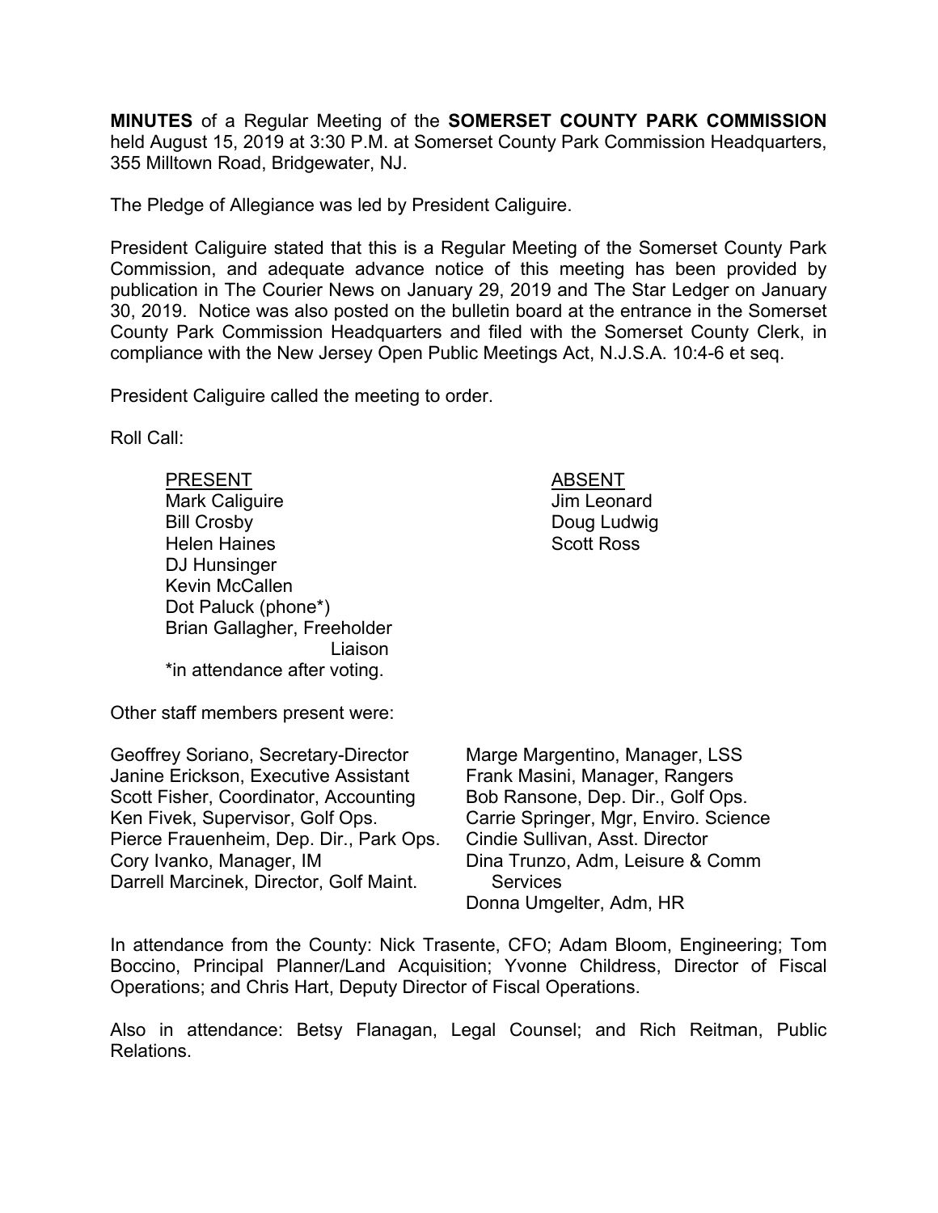**MINUTES** of a Regular Meeting of the **SOMERSET COUNTY PARK COMMISSION** held August 15, 2019 at 3:30 P.M. at Somerset County Park Commission Headquarters, 355 Milltown Road, Bridgewater, NJ.

The Pledge of Allegiance was led by President Caliguire.

President Caliguire stated that this is a Regular Meeting of the Somerset County Park Commission, and adequate advance notice of this meeting has been provided by publication in The Courier News on January 29, 2019 and The Star Ledger on January 30, 2019. Notice was also posted on the bulletin board at the entrance in the Somerset County Park Commission Headquarters and filed with the Somerset County Clerk, in compliance with the New Jersey Open Public Meetings Act, N.J.S.A. 10:4-6 et seq.

President Caliguire called the meeting to order.

Roll Call:

| PRESENT | ABSENT |
|---|---|
| Mark Caliguire | Jim Leonard |
| Bill Crosby | Doug Ludwig |
| Helen Haines | Scott Ross |
| DJ Hunsinger | |
| Kevin McCallen | |
| Dot Paluck (phone*) | |
| Brian Gallagher, Freeholder Liaison | |
| *in attendance after voting. | |

Other staff members present were:

Geoffrey Soriano, Secretary-Director
Janine Erickson, Executive Assistant
Scott Fisher, Coordinator, Accounting
Ken Fivek, Supervisor, Golf Ops.
Pierce Frauenheim, Dep. Dir., Park Ops.
Cory Ivanko, Manager, IM
Darrell Marcinek, Director, Golf Maint.
Marge Margentino, Manager, LSS
Frank Masini, Manager, Rangers
Bob Ransone, Dep. Dir., Golf Ops.
Carrie Springer, Mgr, Enviro. Science
Cindie Sullivan, Asst. Director
Dina Trunzo, Adm, Leisure & Comm Services
Donna Umgelter, Adm, HR

In attendance from the County: Nick Trasente, CFO; Adam Bloom, Engineering; Tom Boccino, Principal Planner/Land Acquisition; Yvonne Childress, Director of Fiscal Operations; and Chris Hart, Deputy Director of Fiscal Operations.

Also in attendance: Betsy Flanagan, Legal Counsel; and Rich Reitman, Public Relations.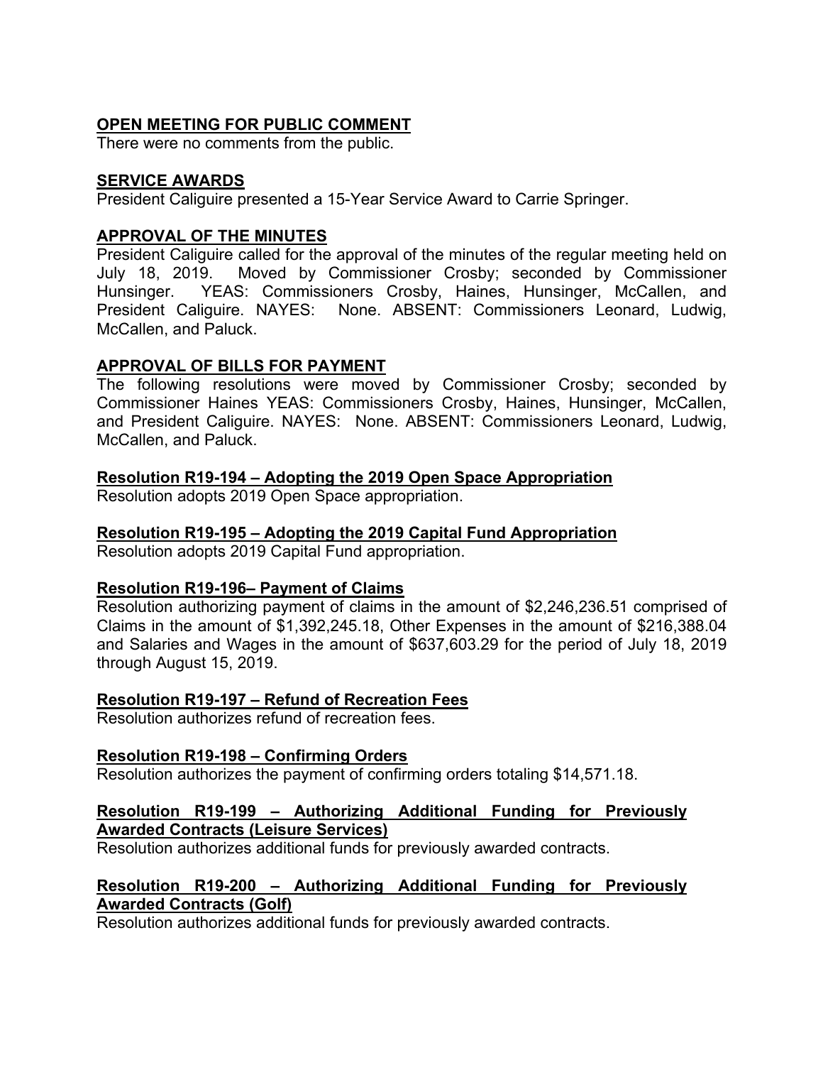**OPEN MEETING FOR PUBLIC COMMENT**

There were no comments from the public.

**SERVICE AWARDS**

President Caliguire presented a 15-Year Service Award to Carrie Springer.

**APPROVAL OF THE MINUTES**

President Caliguire called for the approval of the minutes of the regular meeting held on July 18, 2019. Moved by Commissioner Crosby; seconded by Commissioner Hunsinger. YEAS: Commissioners Crosby, Haines, Hunsinger, McCallen, and President Caliguire. NAYES: None. ABSENT: Commissioners Leonard, Ludwig, McCallen, and Paluck.

**APPROVAL OF BILLS FOR PAYMENT**

The following resolutions were moved by Commissioner Crosby; seconded by Commissioner Haines YEAS: Commissioners Crosby, Haines, Hunsinger, McCallen, and President Caliguire. NAYES: None. ABSENT: Commissioners Leonard, Ludwig, McCallen, and Paluck.

**Resolution R19-194 – Adopting the 2019 Open Space Appropriation**

Resolution adopts 2019 Open Space appropriation.

**Resolution R19-195 – Adopting the 2019 Capital Fund Appropriation**

Resolution adopts 2019 Capital Fund appropriation.

**Resolution R19-196– Payment of Claims**

Resolution authorizing payment of claims in the amount of $2,246,236.51 comprised of Claims in the amount of $1,392,245.18, Other Expenses in the amount of $216,388.04 and Salaries and Wages in the amount of $637,603.29 for the period of July 18, 2019 through August 15, 2019.

**Resolution R19-197 – Refund of Recreation Fees**

Resolution authorizes refund of recreation fees.

**Resolution R19-198 – Confirming Orders**

Resolution authorizes the payment of confirming orders totaling $14,571.18.

**Resolution R19-199 – Authorizing Additional Funding for Previously Awarded Contracts (Leisure Services)**

Resolution authorizes additional funds for previously awarded contracts.

**Resolution R19-200 – Authorizing Additional Funding for Previously Awarded Contracts (Golf)**

Resolution authorizes additional funds for previously awarded contracts.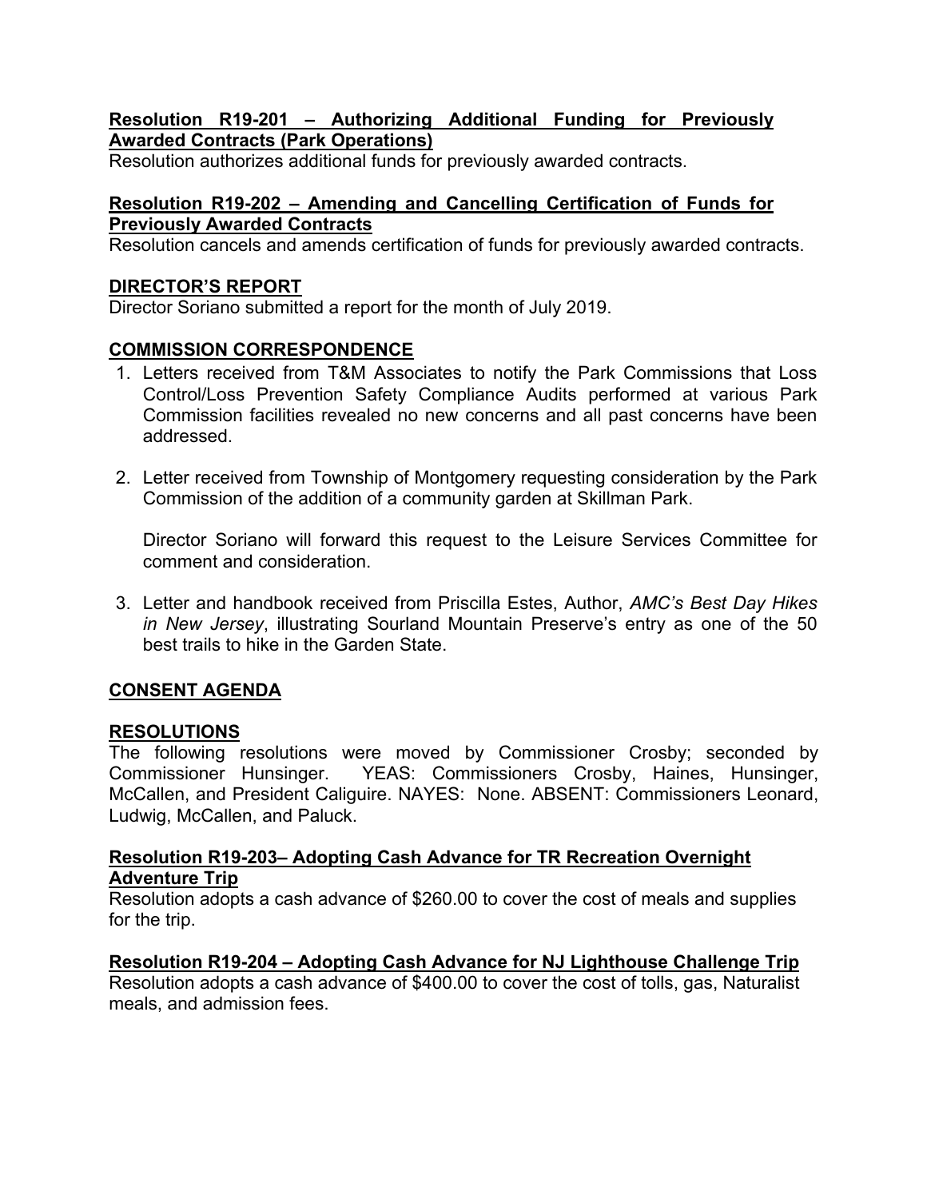**Resolution R19-201 – Authorizing Additional Funding for Previously Awarded Contracts (Park Operations)**

Resolution authorizes additional funds for previously awarded contracts.

**Resolution R19-202 – Amending and Cancelling Certification of Funds for Previously Awarded Contracts**

Resolution cancels and amends certification of funds for previously awarded contracts.

**DIRECTOR'S REPORT**

Director Soriano submitted a report for the month of July 2019.

**COMMISSION CORRESPONDENCE**

1. Letters received from T&M Associates to notify the Park Commissions that Loss Control/Loss Prevention Safety Compliance Audits performed at various Park Commission facilities revealed no new concerns and all past concerns have been addressed.

2. Letter received from Township of Montgomery requesting consideration by the Park Commission of the addition of a community garden at Skillman Park.

   Director Soriano will forward this request to the Leisure Services Committee for comment and consideration.

3. Letter and handbook received from Priscilla Estes, Author, *AMC's Best Day Hikes in New Jersey*, illustrating Sourland Mountain Preserve's entry as one of the 50 best trails to hike in the Garden State.

**CONSENT AGENDA**

**RESOLUTIONS**

The following resolutions were moved by Commissioner Crosby; seconded by Commissioner Hunsinger. YEAS: Commissioners Crosby, Haines, Hunsinger, McCallen, and President Caliguire. NAYES: None. ABSENT: Commissioners Leonard, Ludwig, McCallen, and Paluck.

**Resolution R19-203– Adopting Cash Advance for TR Recreation Overnight Adventure Trip**

Resolution adopts a cash advance of $260.00 to cover the cost of meals and supplies for the trip.

**Resolution R19-204 – Adopting Cash Advance for NJ Lighthouse Challenge Trip**

Resolution adopts a cash advance of $400.00 to cover the cost of tolls, gas, Naturalist meals, and admission fees.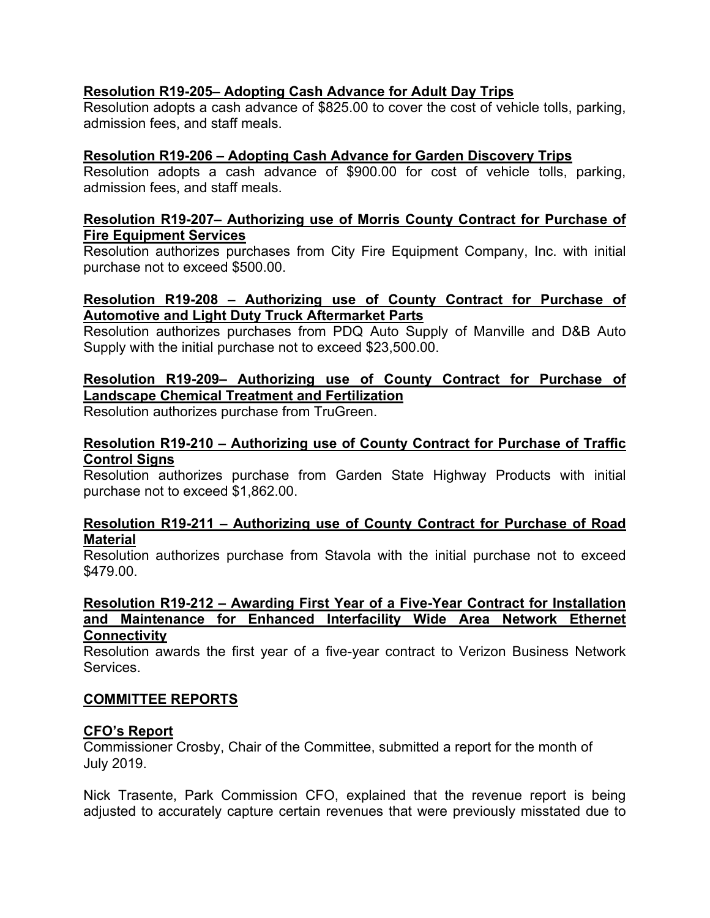**Resolution R19-205– Adopting Cash Advance for Adult Day Trips**

Resolution adopts a cash advance of $825.00 to cover the cost of vehicle tolls, parking, admission fees, and staff meals.

**Resolution R19-206 – Adopting Cash Advance for Garden Discovery Trips**

Resolution adopts a cash advance of $900.00 for cost of vehicle tolls, parking, admission fees, and staff meals.

**Resolution R19-207– Authorizing use of Morris County Contract for Purchase of Fire Equipment Services**

Resolution authorizes purchases from City Fire Equipment Company, Inc. with initial purchase not to exceed $500.00.

**Resolution R19-208 – Authorizing use of County Contract for Purchase of Automotive and Light Duty Truck Aftermarket Parts**

Resolution authorizes purchases from PDQ Auto Supply of Manville and D&B Auto Supply with the initial purchase not to exceed $23,500.00.

**Resolution R19-209– Authorizing use of County Contract for Purchase of Landscape Chemical Treatment and Fertilization**

Resolution authorizes purchase from TruGreen.

**Resolution R19-210 – Authorizing use of County Contract for Purchase of Traffic Control Signs**

Resolution authorizes purchase from Garden State Highway Products with initial purchase not to exceed $1,862.00.

**Resolution R19-211 – Authorizing use of County Contract for Purchase of Road Material**

Resolution authorizes purchase from Stavola with the initial purchase not to exceed $479.00.

**Resolution R19-212 – Awarding First Year of a Five-Year Contract for Installation and Maintenance for Enhanced Interfacility Wide Area Network Ethernet Connectivity**

Resolution awards the first year of a five-year contract to Verizon Business Network Services.

## COMMITTEE REPORTS

**CFO's Report**

Commissioner Crosby, Chair of the Committee, submitted a report for the month of July 2019.

Nick Trasente, Park Commission CFO, explained that the revenue report is being adjusted to accurately capture certain revenues that were previously misstated due to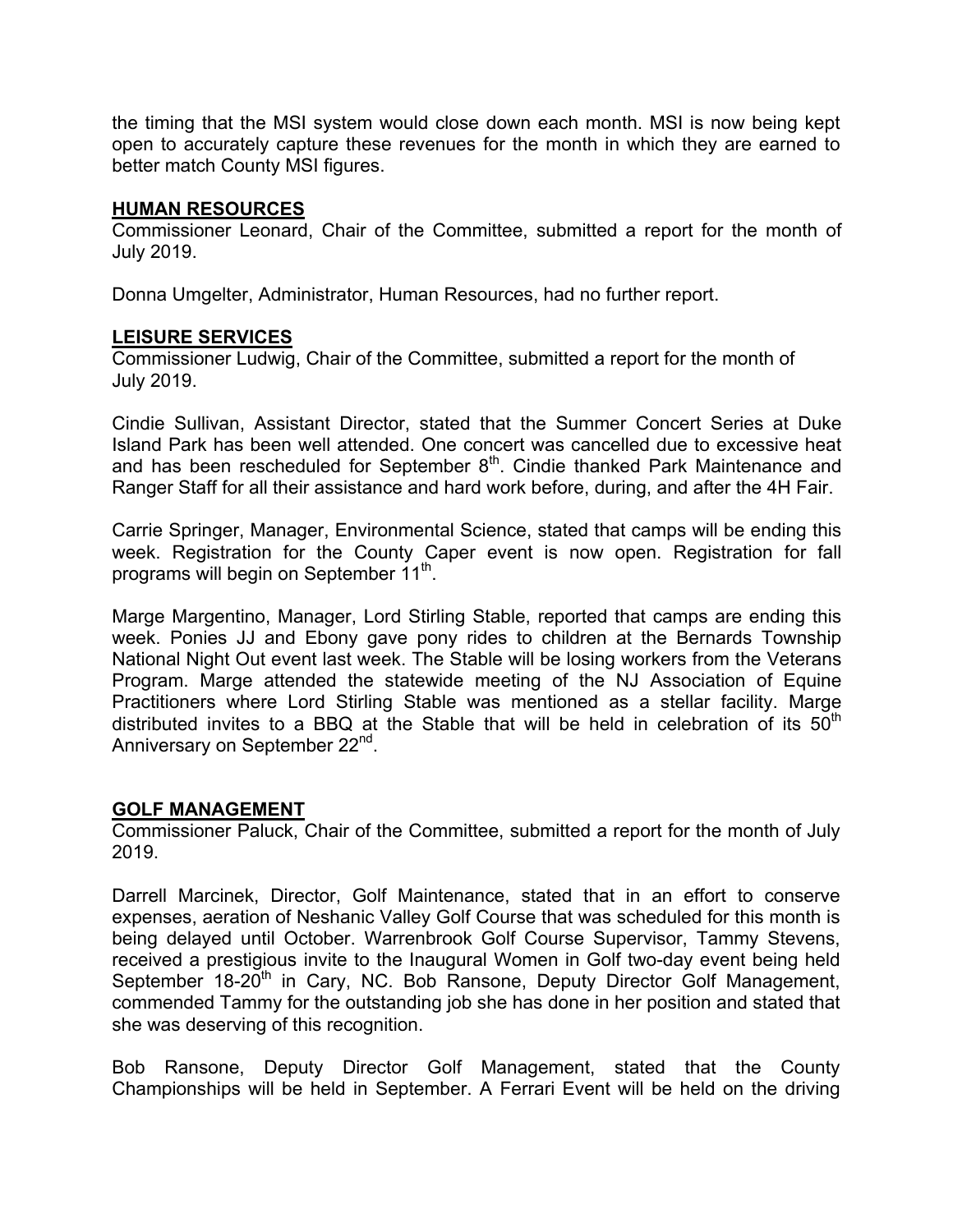the timing that the MSI system would close down each month. MSI is now being kept open to accurately capture these revenues for the month in which they are earned to better match County MSI figures.

## HUMAN RESOURCES

Commissioner Leonard, Chair of the Committee, submitted a report for the month of July 2019.

Donna Umgelter, Administrator, Human Resources, had no further report.

## LEISURE SERVICES

Commissioner Ludwig, Chair of the Committee, submitted a report for the month of July 2019.

Cindie Sullivan, Assistant Director, stated that the Summer Concert Series at Duke Island Park has been well attended. One concert was cancelled due to excessive heat and has been rescheduled for September 8th. Cindie thanked Park Maintenance and Ranger Staff for all their assistance and hard work before, during, and after the 4H Fair.

Carrie Springer, Manager, Environmental Science, stated that camps will be ending this week. Registration for the County Caper event is now open. Registration for fall programs will begin on September 11th.

Marge Margentino, Manager, Lord Stirling Stable, reported that camps are ending this week. Ponies JJ and Ebony gave pony rides to children at the Bernards Township National Night Out event last week. The Stable will be losing workers from the Veterans Program. Marge attended the statewide meeting of the NJ Association of Equine Practitioners where Lord Stirling Stable was mentioned as a stellar facility. Marge distributed invites to a BBQ at the Stable that will be held in celebration of its 50th Anniversary on September 22nd.

## GOLF MANAGEMENT

Commissioner Paluck, Chair of the Committee, submitted a report for the month of July 2019.

Darrell Marcinek, Director, Golf Maintenance, stated that in an effort to conserve expenses, aeration of Neshanic Valley Golf Course that was scheduled for this month is being delayed until October. Warrenbrook Golf Course Supervisor, Tammy Stevens, received a prestigious invite to the Inaugural Women in Golf two-day event being held September 18-20th in Cary, NC. Bob Ransone, Deputy Director Golf Management, commended Tammy for the outstanding job she has done in her position and stated that she was deserving of this recognition.

Bob Ransone, Deputy Director Golf Management, stated that the County Championships will be held in September. A Ferrari Event will be held on the driving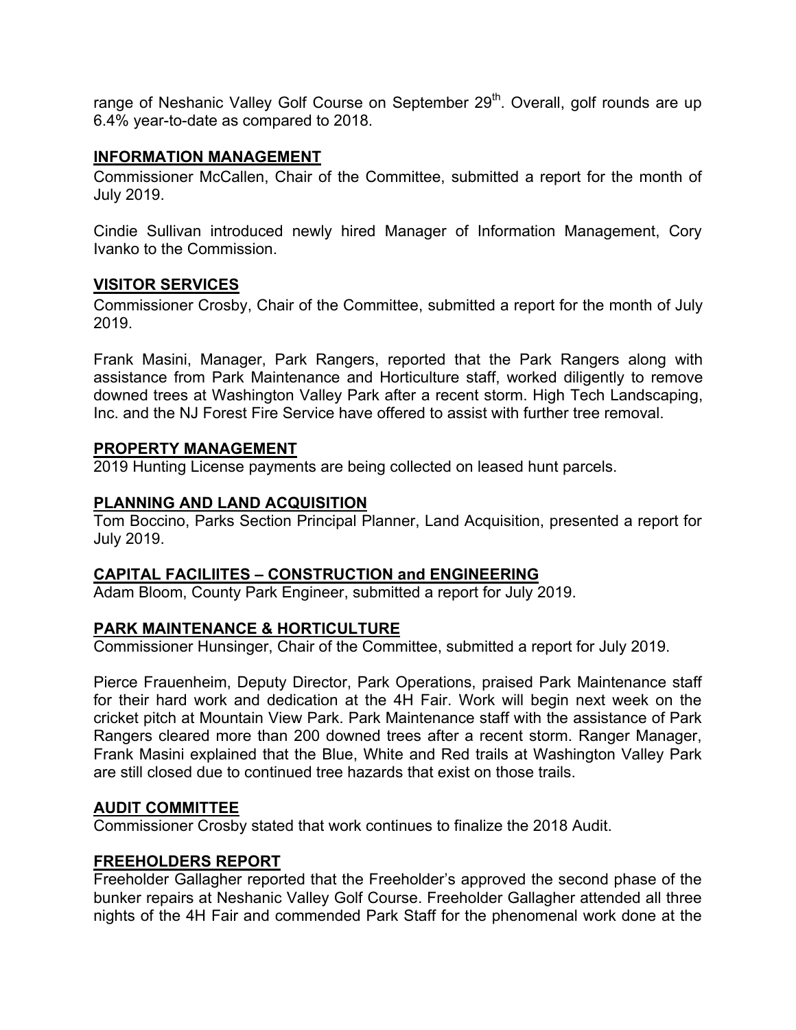range of Neshanic Valley Golf Course on September 29th. Overall, golf rounds are up 6.4% year-to-date as compared to 2018.

## INFORMATION MANAGEMENT

Commissioner McCallen, Chair of the Committee, submitted a report for the month of July 2019.

Cindie Sullivan introduced newly hired Manager of Information Management, Cory Ivanko to the Commission.

## VISITOR SERVICES

Commissioner Crosby, Chair of the Committee, submitted a report for the month of July 2019.

Frank Masini, Manager, Park Rangers, reported that the Park Rangers along with assistance from Park Maintenance and Horticulture staff, worked diligently to remove downed trees at Washington Valley Park after a recent storm. High Tech Landscaping, Inc. and the NJ Forest Fire Service have offered to assist with further tree removal.

## PROPERTY MANAGEMENT

2019 Hunting License payments are being collected on leased hunt parcels.

## PLANNING AND LAND ACQUISITION

Tom Boccino, Parks Section Principal Planner, Land Acquisition, presented a report for July 2019.

## CAPITAL FACILIITES – CONSTRUCTION and ENGINEERING

Adam Bloom, County Park Engineer, submitted a report for July 2019.

## PARK MAINTENANCE & HORTICULTURE

Commissioner Hunsinger, Chair of the Committee, submitted a report for July 2019.

Pierce Frauenheim, Deputy Director, Park Operations, praised Park Maintenance staff for their hard work and dedication at the 4H Fair. Work will begin next week on the cricket pitch at Mountain View Park. Park Maintenance staff with the assistance of Park Rangers cleared more than 200 downed trees after a recent storm. Ranger Manager, Frank Masini explained that the Blue, White and Red trails at Washington Valley Park are still closed due to continued tree hazards that exist on those trails.

## AUDIT COMMITTEE

Commissioner Crosby stated that work continues to finalize the 2018 Audit.

## FREEHOLDERS REPORT

Freeholder Gallagher reported that the Freeholder's approved the second phase of the bunker repairs at Neshanic Valley Golf Course. Freeholder Gallagher attended all three nights of the 4H Fair and commended Park Staff for the phenomenal work done at the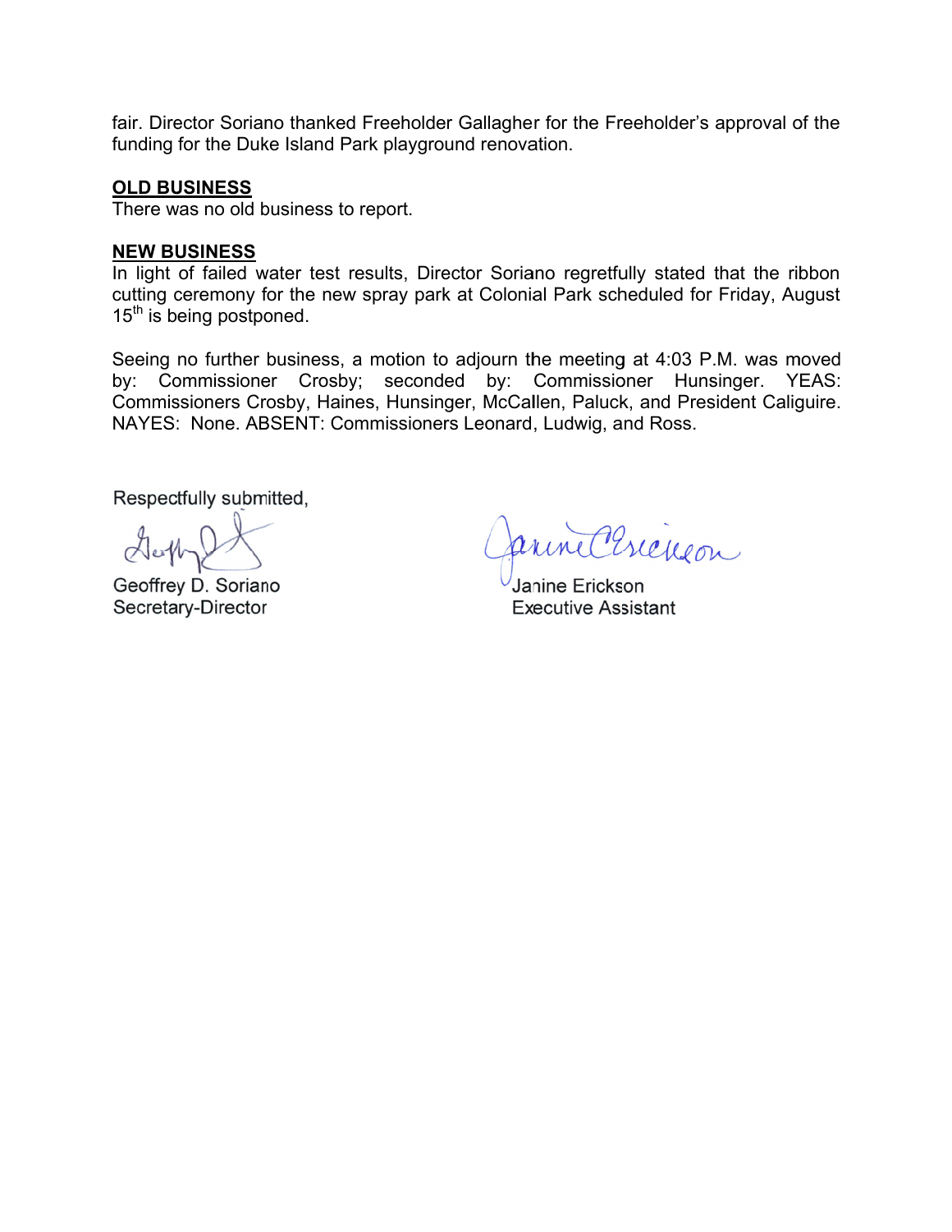fair. Director Soriano thanked Freeholder Gallagher for the Freeholder's approval of the funding for the Duke Island Park playground renovation.

**OLD BUSINESS**

There was no old business to report.

**NEW BUSINESS**

In light of failed water test results, Director Soriano regretfully stated that the ribbon cutting ceremony for the new spray park at Colonial Park scheduled for Friday, August 15th is being postponed.

Seeing no further business, a motion to adjourn the meeting at 4:03 P.M. was moved by: Commissioner Crosby; seconded by: Commissioner Hunsinger. YEAS: Commissioners Crosby, Haines, Hunsinger, McCallen, Paluck, and President Caliguire. NAYES: None. ABSENT: Commissioners Leonard, Ludwig, and Ross.

Respectfully submitted,

Geoffrey D. Soriano
Secretary-Director

Janine Erickson
Executive Assistant